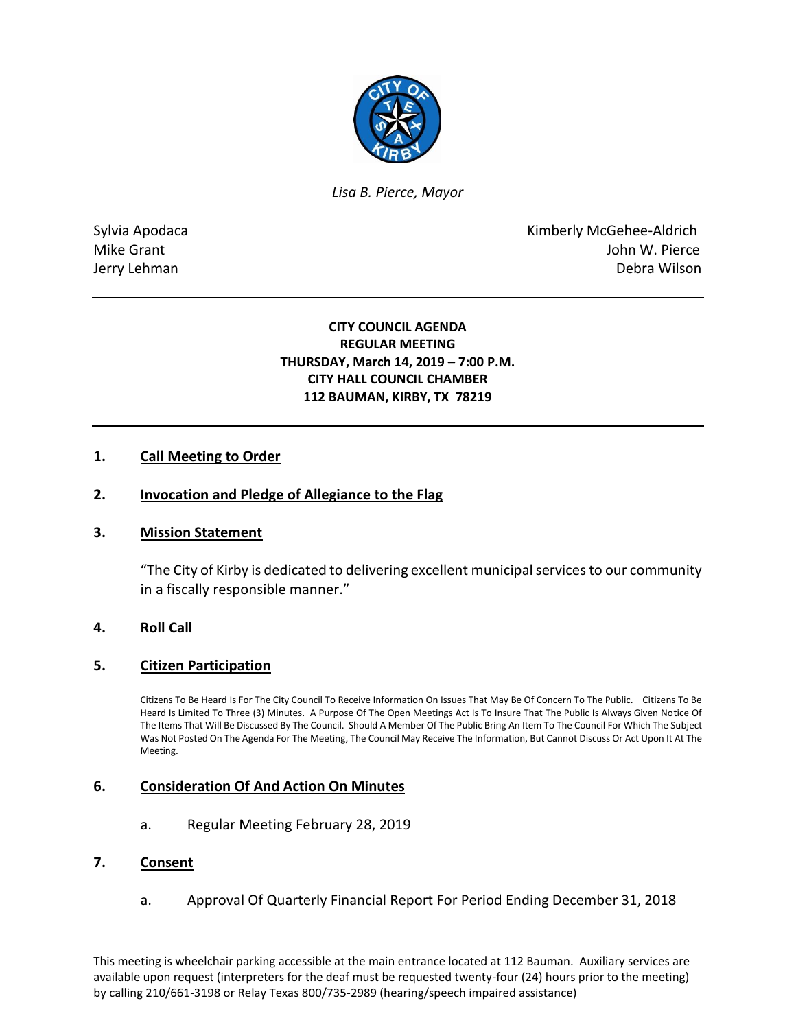*Lisa B. Pierce, Mayor*

Sylvia Apodaca
Mike Grant
Jerry Lehman

Kimberly McGehee-Aldrich
John W. Pierce
Debra Wilson

---

**CITY COUNCIL AGENDA**
**REGULAR MEETING**
**THURSDAY, March 14, 2019 – 7:00 P.M.**
**CITY HALL COUNCIL CHAMBER**
**112 BAUMAN, KIRBY, TX 78219**

---

## 1. Call Meeting to Order

## 2. Invocation and Pledge of Allegiance to the Flag

## 3. Mission Statement

"The City of Kirby is dedicated to delivering excellent municipal services to our community in a fiscally responsible manner."

## 4. Roll Call

## 5. Citizen Participation

Citizens To Be Heard Is For The City Council To Receive Information On Issues That May Be Of Concern To The Public. Citizens To Be Heard Is Limited To Three (3) Minutes. A Purpose Of The Open Meetings Act Is To Insure That The Public Is Always Given Notice Of The Items That Will Be Discussed By The Council. Should A Member Of The Public Bring An Item To The Council For Which The Subject Was Not Posted On The Agenda For The Meeting, The Council May Receive The Information, But Cannot Discuss Or Act Upon It At The Meeting.

## 6. Consideration Of And Action On Minutes

a. Regular Meeting February 28, 2019

## 7. Consent

a. Approval Of Quarterly Financial Report For Period Ending December 31, 2018

This meeting is wheelchair parking accessible at the main entrance located at 112 Bauman. Auxiliary services are available upon request (interpreters for the deaf must be requested twenty-four (24) hours prior to the meeting) by calling 210/661-3198 or Relay Texas 800/735-2989 (hearing/speech impaired assistance)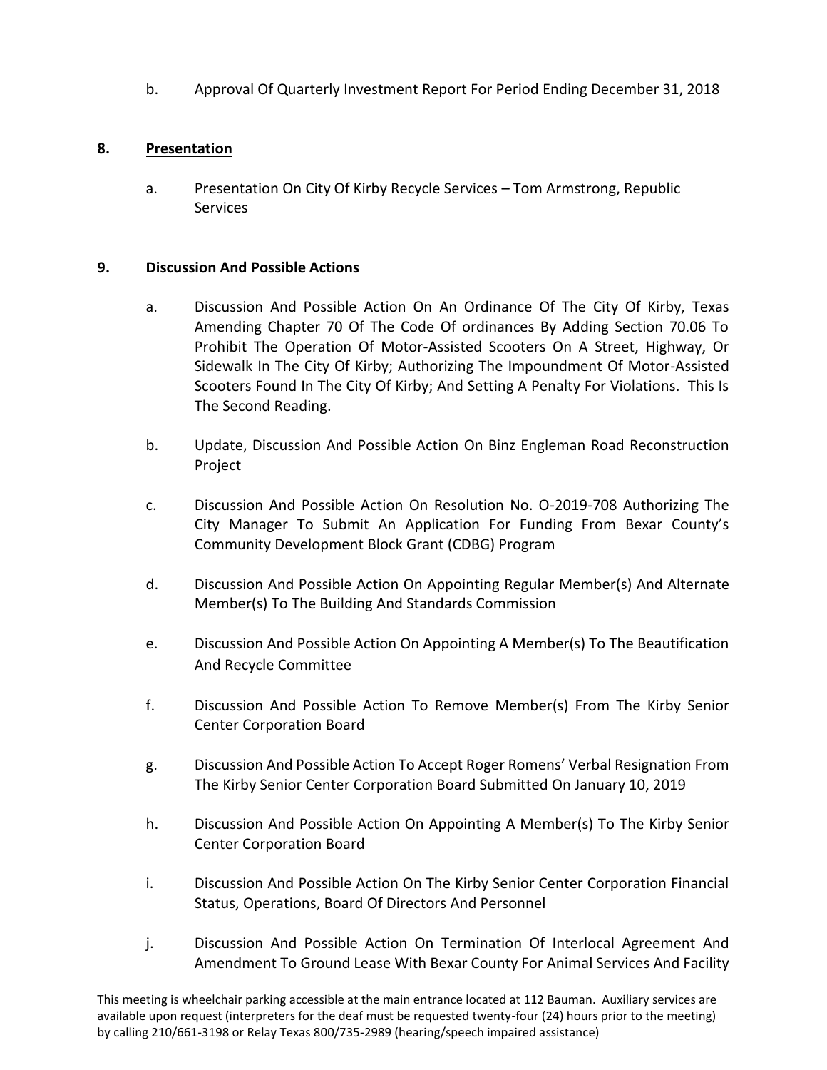b. Approval Of Quarterly Investment Report For Period Ending December 31, 2018

**8. Presentation**

a. Presentation On City Of Kirby Recycle Services – Tom Armstrong, Republic Services

**9. Discussion And Possible Actions**

a. Discussion And Possible Action On An Ordinance Of The City Of Kirby, Texas Amending Chapter 70 Of The Code Of ordinances By Adding Section 70.06 To Prohibit The Operation Of Motor-Assisted Scooters On A Street, Highway, Or Sidewalk In The City Of Kirby; Authorizing The Impoundment Of Motor-Assisted Scooters Found In The City Of Kirby; And Setting A Penalty For Violations. This Is The Second Reading.

b. Update, Discussion And Possible Action On Binz Engleman Road Reconstruction Project

c. Discussion And Possible Action On Resolution No. O-2019-708 Authorizing The City Manager To Submit An Application For Funding From Bexar County's Community Development Block Grant (CDBG) Program

d. Discussion And Possible Action On Appointing Regular Member(s) And Alternate Member(s) To The Building And Standards Commission

e. Discussion And Possible Action On Appointing A Member(s) To The Beautification And Recycle Committee

f. Discussion And Possible Action To Remove Member(s) From The Kirby Senior Center Corporation Board

g. Discussion And Possible Action To Accept Roger Romens' Verbal Resignation From The Kirby Senior Center Corporation Board Submitted On January 10, 2019

h. Discussion And Possible Action On Appointing A Member(s) To The Kirby Senior Center Corporation Board

i. Discussion And Possible Action On The Kirby Senior Center Corporation Financial Status, Operations, Board Of Directors And Personnel

j. Discussion And Possible Action On Termination Of Interlocal Agreement And Amendment To Ground Lease With Bexar County For Animal Services And Facility

This meeting is wheelchair parking accessible at the main entrance located at 112 Bauman. Auxiliary services are available upon request (interpreters for the deaf must be requested twenty-four (24) hours prior to the meeting) by calling 210/661-3198 or Relay Texas 800/735-2989 (hearing/speech impaired assistance)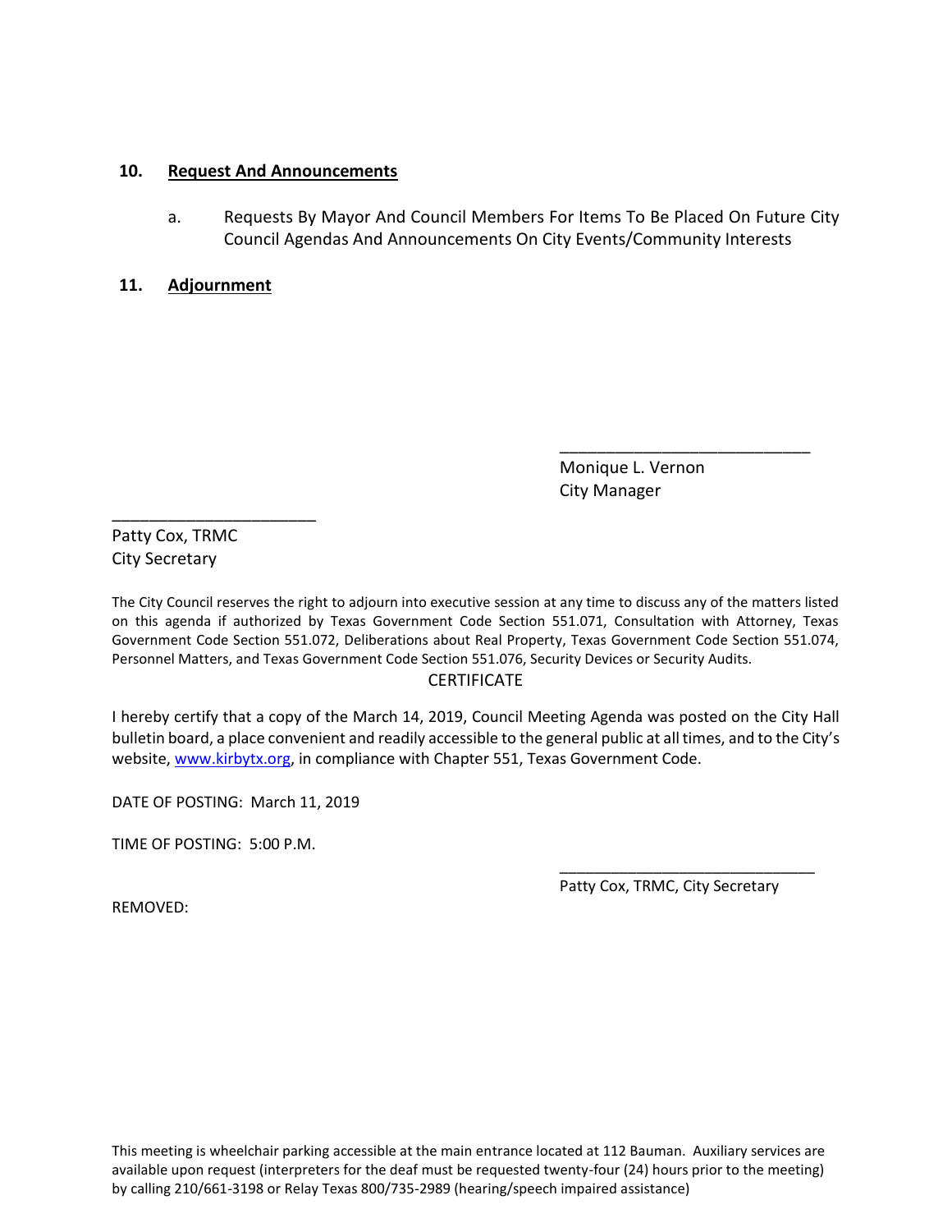**10. <u>Request And Announcements</u>**

a. Requests By Mayor And Council Members For Items To Be Placed On Future City Council Agendas And Announcements On City Events/Community Interests

**11. <u>Adjournment</u>**

\_\_\_\_\_\_\_\_\_\_\_\_\_\_\_\_\_\_\_\_\_\_\_\_\_\_\_\_

Monique L. Vernon
City Manager

\_\_\_\_\_\_\_\_\_\_\_\_\_\_\_\_\_\_\_\_\_\_\_

Patty Cox, TRMC
City Secretary

The City Council reserves the right to adjourn into executive session at any time to discuss any of the matters listed on this agenda if authorized by Texas Government Code Section 551.071, Consultation with Attorney, Texas Government Code Section 551.072, Deliberations about Real Property, Texas Government Code Section 551.074, Personnel Matters, and Texas Government Code Section 551.076, Security Devices or Security Audits.

CERTIFICATE

I hereby certify that a copy of the March 14, 2019, Council Meeting Agenda was posted on the City Hall bulletin board, a place convenient and readily accessible to the general public at all times, and to the City's website, [www.kirbytx.org](http://www.kirbytx.org), in compliance with Chapter 551, Texas Government Code.

DATE OF POSTING: March 11, 2019

TIME OF POSTING: 5:00 P.M.

\_\_\_\_\_\_\_\_\_\_\_\_\_\_\_\_\_\_\_\_\_\_\_\_\_\_\_\_\_\_

Patty Cox, TRMC, City Secretary

REMOVED:

This meeting is wheelchair parking accessible at the main entrance located at 112 Bauman. Auxiliary services are available upon request (interpreters for the deaf must be requested twenty-four (24) hours prior to the meeting) by calling 210/661-3198 or Relay Texas 800/735-2989 (hearing/speech impaired assistance)